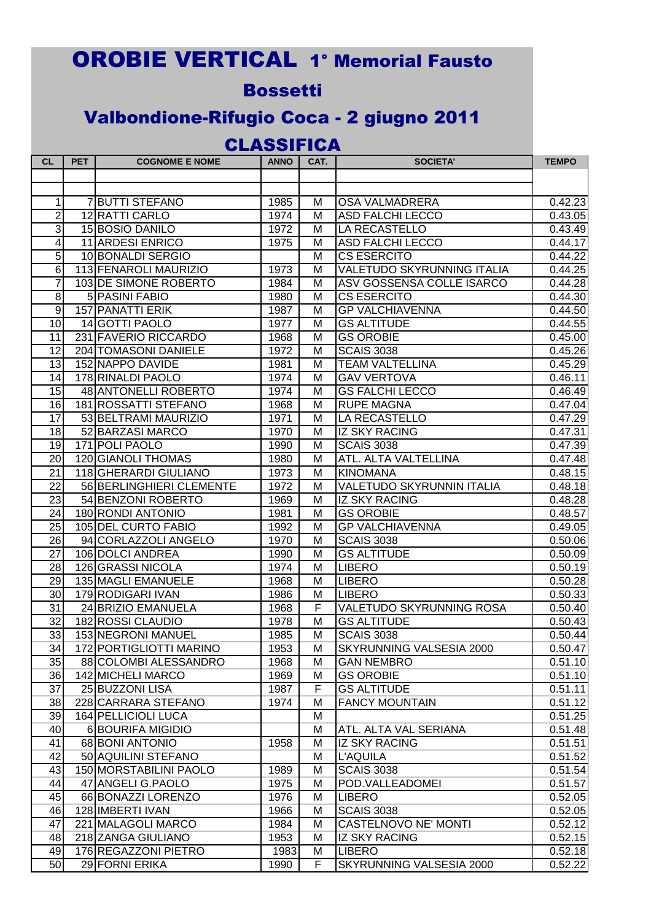# OROBIE VERTICAL 1° Memorial Fausto Bossetti

## Valbondione-Rifugio Coca - 2 giugno 2011

## CLASSIFICA

| CL | PET | COGNOME E NOME | ANNO | CAT. | SOCIETA' | TEMPO |
|---|---|---|---|---|---|---|
| 1 | 7 | BUTTI STEFANO | 1985 | M | OSA VALMADRERA | 0.42.23 |
| 2 | 12 | RATTI CARLO | 1974 | M | ASD FALCHI LECCO | 0.43.05 |
| 3 | 15 | BOSIO DANILO | 1972 | M | LA RECASTELLO | 0.43.49 |
| 4 | 11 | ARDESI ENRICO | 1975 | M | ASD FALCHI LECCO | 0.44.17 |
| 5 | 10 | BONALDI SERGIO | | M | CS ESERCITO | 0.44.22 |
| 6 | 113 | FENAROLI MAURIZIO | 1973 | M | VALETUDO SKYRUNNING ITALIA | 0.44.25 |
| 7 | 103 | DE SIMONE ROBERTO | 1984 | M | ASV GOSSENSA COLLE ISARCO | 0.44.28 |
| 8 | 5 | PASINI FABIO | 1980 | M | CS ESERCITO | 0.44.30 |
| 9 | 157 | PANATTI ERIK | 1987 | M | GP VALCHIAVENNA | 0.44.50 |
| 10 | 14 | GOTTI PAOLO | 1977 | M | GS ALTITUDE | 0.44.55 |
| 11 | 231 | FAVERIO RICCARDO | 1968 | M | GS OROBIE | 0.45.00 |
| 12 | 204 | TOMASONI DANIELE | 1972 | M | SCAIS 3038 | 0.45.26 |
| 13 | 152 | NAPPO DAVIDE | 1981 | M | TEAM VALTELLINA | 0.45.29 |
| 14 | 178 | RINALDI PAOLO | 1974 | M | GAV VERTOVA | 0.46.11 |
| 15 | 48 | ANTONELLI ROBERTO | 1974 | M | GS FALCHI LECCO | 0.46.49 |
| 16 | 181 | ROSSATTI STEFANO | 1968 | M | RUPE MAGNA | 0.47.04 |
| 17 | 53 | BELTRAMI MAURIZIO | 1971 | M | LA RECASTELLO | 0.47.29 |
| 18 | 52 | BARZASI MARCO | 1970 | M | IZ SKY RACING | 0.47.31 |
| 19 | 171 | POLI PAOLO | 1990 | M | SCAIS 3038 | 0.47.39 |
| 20 | 120 | GIANOLI THOMAS | 1980 | M | ATL. ALTA VALTELLINA | 0.47.48 |
| 21 | 118 | GHERARDI GIULIANO | 1973 | M | KINOMANA | 0.48.15 |
| 22 | 56 | BERLINGHIERI CLEMENTE | 1972 | M | VALETUDO SKYRUNNIN ITALIA | 0.48.18 |
| 23 | 54 | BENZONI ROBERTO | 1969 | M | IZ SKY RACING | 0.48.28 |
| 24 | 180 | RONDI ANTONIO | 1981 | M | GS OROBIE | 0.48.57 |
| 25 | 105 | DEL CURTO FABIO | 1992 | M | GP VALCHIAVENNA | 0.49.05 |
| 26 | 94 | CORLAZZOLI ANGELO | 1970 | M | SCAIS 3038 | 0.50.06 |
| 27 | 106 | DOLCI ANDREA | 1990 | M | GS ALTITUDE | 0.50.09 |
| 28 | 126 | GRASSI NICOLA | 1974 | M | LIBERO | 0.50.19 |
| 29 | 135 | MAGLI EMANUELE | 1968 | M | LIBERO | 0.50.28 |
| 30 | 179 | RODIGARI IVAN | 1986 | M | LIBERO | 0.50.33 |
| 31 | 24 | BRIZIO EMANUELA | 1968 | F | VALETUDO SKYRUNNING ROSA | 0.50.40 |
| 32 | 182 | ROSSI CLAUDIO | 1978 | M | GS ALTITUDE | 0.50.43 |
| 33 | 153 | NEGRONI MANUEL | 1985 | M | SCAIS 3038 | 0.50.44 |
| 34 | 172 | PORTIGLIOTTI MARINO | 1953 | M | SKYRUNNING VALSESIA 2000 | 0.50.47 |
| 35 | 88 | COLOMBI ALESSANDRO | 1968 | M | GAN NEMBRO | 0.51.10 |
| 36 | 142 | MICHELI MARCO | 1969 | M | GS OROBIE | 0.51.10 |
| 37 | 25 | BUZZONI LISA | 1987 | F | GS ALTITUDE | 0.51.11 |
| 38 | 228 | CARRARA STEFANO | 1974 | M | FANCY MOUNTAIN | 0.51.12 |
| 39 | 164 | PELLICIOLI LUCA | | M | | 0.51.25 |
| 40 | 6 | BOURIFA MIGIDIO | | M | ATL. ALTA VAL SERIANA | 0.51.48 |
| 41 | 68 | BONI ANTONIO | 1958 | M | IZ SKY RACING | 0.51.51 |
| 42 | 50 | AQUILINI STEFANO | | M | L'AQUILA | 0.51.52 |
| 43 | 150 | MORSTABILINI PAOLO | 1989 | M | SCAIS 3038 | 0.51.54 |
| 44 | 47 | ANGELI G.PAOLO | 1975 | M | POD.VALLEADOMEI | 0.51.57 |
| 45 | 66 | BONAZZI LORENZO | 1976 | M | LIBERO | 0.52.05 |
| 46 | 128 | IMBERTI IVAN | 1966 | M | SCAIS 3038 | 0.52.05 |
| 47 | 221 | MALAGOLI MARCO | 1984 | M | CASTELNOVO NE' MONTI | 0.52.12 |
| 48 | 218 | ZANGA GIULIANO | 1953 | M | IZ SKY RACING | 0.52.15 |
| 49 | 176 | REGAZZONI PIETRO | 1983 | M | LIBERO | 0.52.18 |
| 50 | 29 | FORNI ERIKA | 1990 | F | SKYRUNNING VALSESIA 2000 | 0.52.22 |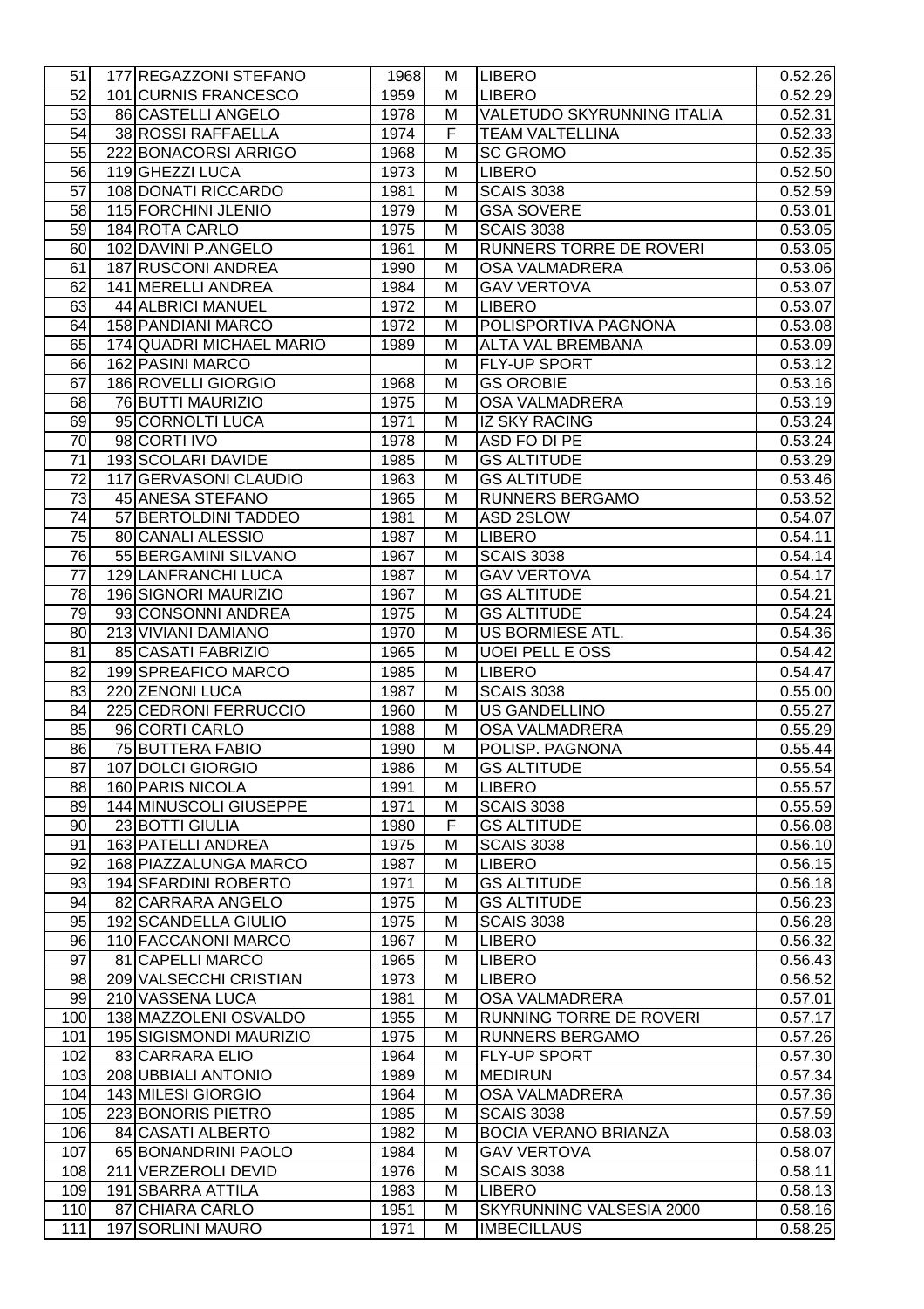| 51 | 177 | REGAZZONI STEFANO | 1968 | M | LIBERO | 0.52.26 |
|---|---|---|---|---|---|---|
| 52 | 101 | CURNIS FRANCESCO | 1959 | M | LIBERO | 0.52.29 |
| 53 | 86 | CASTELLI ANGELO | 1978 | M | VALETUDO SKYRUNNING ITALIA | 0.52.31 |
| 54 | 38 | ROSSI RAFFAELLA | 1974 | F | TEAM VALTELLINA | 0.52.33 |
| 55 | 222 | BONACORSI ARRIGO | 1968 | M | SC GROMO | 0.52.35 |
| 56 | 119 | GHEZZI LUCA | 1973 | M | LIBERO | 0.52.50 |
| 57 | 108 | DONATI RICCARDO | 1981 | M | SCAIS 3038 | 0.52.59 |
| 58 | 115 | FORCHINI JLENIO | 1979 | M | GSA SOVERE | 0.53.01 |
| 59 | 184 | ROTA CARLO | 1975 | M | SCAIS 3038 | 0.53.05 |
| 60 | 102 | DAVINI P.ANGELO | 1961 | M | RUNNERS TORRE DE ROVERI | 0.53.05 |
| 61 | 187 | RUSCONI ANDREA | 1990 | M | OSA VALMADRERA | 0.53.06 |
| 62 | 141 | MERELLI ANDREA | 1984 | M | GAV VERTOVA | 0.53.07 |
| 63 | 44 | ALBRICI MANUEL | 1972 | M | LIBERO | 0.53.07 |
| 64 | 158 | PANDIANI MARCO | 1972 | M | POLISPORTIVA PAGNONA | 0.53.08 |
| 65 | 174 | QUADRI MICHAEL MARIO | 1989 | M | ALTA VAL BREMBANA | 0.53.09 |
| 66 | 162 | PASINI MARCO | | M | FLY-UP SPORT | 0.53.12 |
| 67 | 186 | ROVELLI GIORGIO | 1968 | M | GS OROBIE | 0.53.16 |
| 68 | 76 | BUTTI MAURIZIO | 1975 | M | OSA VALMADRERA | 0.53.19 |
| 69 | 95 | CORNOLTI LUCA | 1971 | M | IZ SKY RACING | 0.53.24 |
| 70 | 98 | CORTI IVO | 1978 | M | ASD FO DI PE | 0.53.24 |
| 71 | 193 | SCOLARI DAVIDE | 1985 | M | GS ALTITUDE | 0.53.29 |
| 72 | 117 | GERVASONI CLAUDIO | 1963 | M | GS ALTITUDE | 0.53.46 |
| 73 | 45 | ANESA STEFANO | 1965 | M | RUNNERS BERGAMO | 0.53.52 |
| 74 | 57 | BERTOLDINI TADDEO | 1981 | M | ASD 2SLOW | 0.54.07 |
| 75 | 80 | CANALI ALESSIO | 1987 | M | LIBERO | 0.54.11 |
| 76 | 55 | BERGAMINI SILVANO | 1967 | M | SCAIS 3038 | 0.54.14 |
| 77 | 129 | LANFRANCHI LUCA | 1987 | M | GAV VERTOVA | 0.54.17 |
| 78 | 196 | SIGNORI MAURIZIO | 1967 | M | GS ALTITUDE | 0.54.21 |
| 79 | 93 | CONSONNI ANDREA | 1975 | M | GS ALTITUDE | 0.54.24 |
| 80 | 213 | VIVIANI DAMIANO | 1970 | M | US BORMIESE ATL. | 0.54.36 |
| 81 | 85 | CASATI FABRIZIO | 1965 | M | UOEI PELL E OSS | 0.54.42 |
| 82 | 199 | SPREAFICO MARCO | 1985 | M | LIBERO | 0.54.47 |
| 83 | 220 | ZENONI LUCA | 1987 | M | SCAIS 3038 | 0.55.00 |
| 84 | 225 | CEDRONI FERRUCCIO | 1960 | M | US GANDELLINO | 0.55.27 |
| 85 | 96 | CORTI CARLO | 1988 | M | OSA VALMADRERA | 0.55.29 |
| 86 | 75 | BUTTERA FABIO | 1990 | M | POLISP. PAGNONA | 0.55.44 |
| 87 | 107 | DOLCI GIORGIO | 1986 | M | GS ALTITUDE | 0.55.54 |
| 88 | 160 | PARIS NICOLA | 1991 | M | LIBERO | 0.55.57 |
| 89 | 144 | MINUSCOLI GIUSEPPE | 1971 | M | SCAIS 3038 | 0.55.59 |
| 90 | 23 | BOTTI GIULIA | 1980 | F | GS ALTITUDE | 0.56.08 |
| 91 | 163 | PATELLI ANDREA | 1975 | M | SCAIS 3038 | 0.56.10 |
| 92 | 168 | PIAZZALUNGA MARCO | 1987 | M | LIBERO | 0.56.15 |
| 93 | 194 | SFARDINI ROBERTO | 1971 | M | GS ALTITUDE | 0.56.18 |
| 94 | 82 | CARRARA ANGELO | 1975 | M | GS ALTITUDE | 0.56.23 |
| 95 | 192 | SCANDELLA GIULIO | 1975 | M | SCAIS 3038 | 0.56.28 |
| 96 | 110 | FACCANONI MARCO | 1967 | M | LIBERO | 0.56.32 |
| 97 | 81 | CAPELLI MARCO | 1965 | M | LIBERO | 0.56.43 |
| 98 | 209 | VALSECCHI CRISTIAN | 1973 | M | LIBERO | 0.56.52 |
| 99 | 210 | VASSENA LUCA | 1981 | M | OSA VALMADRERA | 0.57.01 |
| 100 | 138 | MAZZOLENI OSVALDO | 1955 | M | RUNNING TORRE DE ROVERI | 0.57.17 |
| 101 | 195 | SIGISMONDI MAURIZIO | 1975 | M | RUNNERS BERGAMO | 0.57.26 |
| 102 | 83 | CARRARA ELIO | 1964 | M | FLY-UP SPORT | 0.57.30 |
| 103 | 208 | UBBIALI ANTONIO | 1989 | M | MEDIRUN | 0.57.34 |
| 104 | 143 | MILESI GIORGIO | 1964 | M | OSA VALMADRERA | 0.57.36 |
| 105 | 223 | BONORIS PIETRO | 1985 | M | SCAIS 3038 | 0.57.59 |
| 106 | 84 | CASATI ALBERTO | 1982 | M | BOCIA VERANO BRIANZA | 0.58.03 |
| 107 | 65 | BONANDRINI PAOLO | 1984 | M | GAV VERTOVA | 0.58.07 |
| 108 | 211 | VERZEROLI DEVID | 1976 | M | SCAIS 3038 | 0.58.11 |
| 109 | 191 | SBARRA ATTILA | 1983 | M | LIBERO | 0.58.13 |
| 110 | 87 | CHIARA CARLO | 1951 | M | SKYRUNNING VALSESIA 2000 | 0.58.16 |
| 111 | 197 | SORLINI MAURO | 1971 | M | IMBECILLAUS | 0.58.25 |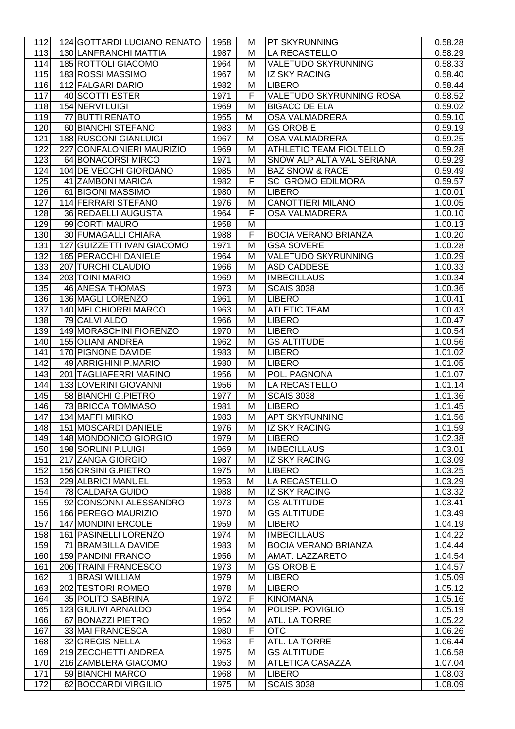| 112 | 124 | GOTTARDI LUCIANO RENATO | 1958 | M | PT SKYRUNNING | 0.58.28 |
|---|---|---|---|---|---|---|
| 113 | 130 | LANFRANCHI MATTIA | 1987 | M | LA RECASTELLO | 0.58.29 |
| 114 | 185 | ROTTOLI GIACOMO | 1964 | M | VALETUDO SKYRUNNING | 0.58.33 |
| 115 | 183 | ROSSI MASSIMO | 1967 | M | IZ SKY RACING | 0.58.40 |
| 116 | 112 | FALGARI DARIO | 1982 | M | LIBERO | 0.58.44 |
| 117 | 40 | SCOTTI ESTER | 1971 | F | VALETUDO SKYRUNNING ROSA | 0.58.52 |
| 118 | 154 | NERVI LUIGI | 1969 | M | BIGACC DE ELA | 0.59.02 |
| 119 | 77 | BUTTI RENATO | 1955 | M | OSA VALMADRERA | 0.59.10 |
| 120 | 60 | BIANCHI STEFANO | 1983 | M | GS OROBIE | 0.59.19 |
| 121 | 188 | RUSCONI GIANLUIGI | 1967 | M | OSA VALMADRERA | 0.59.25 |
| 122 | 227 | CONFALONIERI MAURIZIO | 1969 | M | ATHLETIC TEAM PIOLTELLO | 0.59.28 |
| 123 | 64 | BONACORSI MIRCO | 1971 | M | SNOW ALP ALTA VAL SERIANA | 0.59.29 |
| 124 | 104 | DE VECCHI GIORDANO | 1985 | M | BAZ SNOW & RACE | 0.59.49 |
| 125 | 41 | ZAMBONI MARICA | 1982 | F | SC GROMO EDILMORA | 0.59.57 |
| 126 | 61 | BIGONI MASSIMO | 1980 | M | LIBERO | 1.00.01 |
| 127 | 114 | FERRARI STEFANO | 1976 | M | CANOTTIERI MILANO | 1.00.05 |
| 128 | 36 | REDAELLI AUGUSTA | 1964 | F | OSA VALMADRERA | 1.00.10 |
| 129 | 99 | CORTI MAURO | 1958 | M | | 1.00.13 |
| 130 | 30 | FUMAGALLI CHIARA | 1988 | F | BOCIA VERANO BRIANZA | 1.00.20 |
| 131 | 127 | GUIZZETTI IVAN GIACOMO | 1971 | M | GSA SOVERE | 1.00.28 |
| 132 | 165 | PERACCHI DANIELE | 1964 | M | VALETUDO SKYRUNNING | 1.00.29 |
| 133 | 207 | TURCHI CLAUDIO | 1966 | M | ASD CADDESE | 1.00.33 |
| 134 | 203 | TOINI MARIO | 1969 | M | IMBECILLAUS | 1.00.34 |
| 135 | 46 | ANESA THOMAS | 1973 | M | SCAIS 3038 | 1.00.36 |
| 136 | 136 | MAGLI LORENZO | 1961 | M | LIBERO | 1.00.41 |
| 137 | 140 | MELCHIORRI MARCO | 1963 | M | ATLETIC TEAM | 1.00.43 |
| 138 | 79 | CALVI ALDO | 1966 | M | LIBERO | 1.00.47 |
| 139 | 149 | MORASCHINI FIORENZO | 1970 | M | LIBERO | 1.00.54 |
| 140 | 155 | OLIANI ANDREA | 1962 | M | GS ALTITUDE | 1.00.56 |
| 141 | 170 | PIGNONE DAVIDE | 1983 | M | LIBERO | 1.01.02 |
| 142 | 49 | ARRIGHINI P.MARIO | 1980 | M | LIBERO | 1.01.05 |
| 143 | 201 | TAGLIAFERRI MARINO | 1956 | M | POL. PAGNONA | 1.01.07 |
| 144 | 133 | LOVERINI GIOVANNI | 1956 | M | LA RECASTELLO | 1.01.14 |
| 145 | 58 | BIANCHI G.PIETRO | 1977 | M | SCAIS 3038 | 1.01.36 |
| 146 | 73 | BRICCA TOMMASO | 1981 | M | LIBERO | 1.01.45 |
| 147 | 134 | MAFFI MIRKO | 1983 | M | APT SKYRUNNING | 1.01.56 |
| 148 | 151 | MOSCARDI DANIELE | 1976 | M | IZ SKY RACING | 1.01.59 |
| 149 | 148 | MONDONICO GIORGIO | 1979 | M | LIBERO | 1.02.38 |
| 150 | 198 | SORLINI P.LUIGI | 1969 | M | IMBECILLAUS | 1.03.01 |
| 151 | 217 | ZANGA GIORGIO | 1987 | M | IZ SKY RACING | 1.03.09 |
| 152 | 156 | ORSINI G.PIETRO | 1975 | M | LIBERO | 1.03.25 |
| 153 | 229 | ALBRICI MANUEL | 1953 | M | LA RECASTELLO | 1.03.29 |
| 154 | 78 | CALDARA GUIDO | 1988 | M | IZ SKY RACING | 1.03.32 |
| 155 | 92 | CONSONNI ALESSANDRO | 1973 | M | GS ALTITUDE | 1.03.41 |
| 156 | 166 | PEREGO MAURIZIO | 1970 | M | GS ALTITUDE | 1.03.49 |
| 157 | 147 | MONDINI ERCOLE | 1959 | M | LIBERO | 1.04.19 |
| 158 | 161 | PASINELLI LORENZO | 1974 | M | IMBECILLAUS | 1.04.22 |
| 159 | 71 | BRAMBILLA DAVIDE | 1983 | M | BOCIA VERANO BRIANZA | 1.04.44 |
| 160 | 159 | PANDINI FRANCO | 1956 | M | AMAT. LAZZARETO | 1.04.54 |
| 161 | 206 | TRAINI FRANCESCO | 1973 | M | GS OROBIE | 1.04.57 |
| 162 | 1 | BRASI WILLIAM | 1979 | M | LIBERO | 1.05.09 |
| 163 | 202 | TESTORI ROMEO | 1978 | M | LIBERO | 1.05.12 |
| 164 | 35 | POLITO SABRINA | 1972 | F | KINOMANA | 1.05.16 |
| 165 | 123 | GIULIVI ARNALDO | 1954 | M | POLISP. POVIGLIO | 1.05.19 |
| 166 | 67 | BONAZZI PIETRO | 1952 | M | ATL. LA TORRE | 1.05.22 |
| 167 | 33 | MAI FRANCESCA | 1980 | F | OTC | 1.06.26 |
| 168 | 32 | GREGIS NELLA | 1963 | F | ATL. LA TORRE | 1.06.44 |
| 169 | 219 | ZECCHETTI ANDREA | 1975 | M | GS ALTITUDE | 1.06.58 |
| 170 | 216 | ZAMBLERA GIACOMO | 1953 | M | ATLETICA CASAZZA | 1.07.04 |
| 171 | 59 | BIANCHI MARCO | 1968 | M | LIBERO | 1.08.03 |
| 172 | 62 | BOCCARDI VIRGILIO | 1975 | M | SCAIS 3038 | 1.08.09 |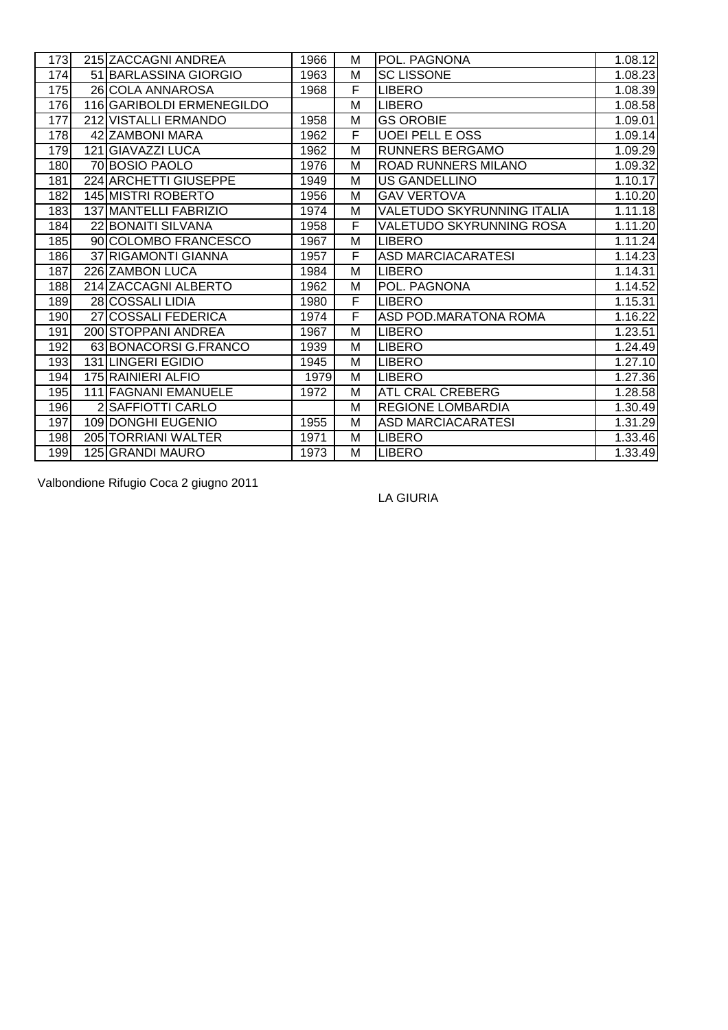| | | | | | | |
|---|---|---|---|---|---|---|
| 173 | 215 | ZACCAGNI ANDREA | 1966 | M | POL. PAGNONA | 1.08.12 |
| 174 | 51 | BARLASSINA GIORGIO | 1963 | M | SC LISSONE | 1.08.23 |
| 175 | 26 | COLA ANNAROSA | 1968 | F | LIBERO | 1.08.39 |
| 176 | 116 | GARIBOLDI ERMENEGILDO | | M | LIBERO | 1.08.58 |
| 177 | 212 | VISTALLI ERMANDO | 1958 | M | GS OROBIE | 1.09.01 |
| 178 | 42 | ZAMBONI MARA | 1962 | F | UOEI PELL E OSS | 1.09.14 |
| 179 | 121 | GIAVAZZI LUCA | 1962 | M | RUNNERS BERGAMO | 1.09.29 |
| 180 | 70 | BOSIO PAOLO | 1976 | M | ROAD RUNNERS MILANO | 1.09.32 |
| 181 | 224 | ARCHETTI GIUSEPPE | 1949 | M | US GANDELLINO | 1.10.17 |
| 182 | 145 | MISTRI ROBERTO | 1956 | M | GAV VERTOVA | 1.10.20 |
| 183 | 137 | MANTELLI FABRIZIO | 1974 | M | VALETUDO SKYRUNNING ITALIA | 1.11.18 |
| 184 | 22 | BONAITI SILVANA | 1958 | F | VALETUDO SKYRUNNING ROSA | 1.11.20 |
| 185 | 90 | COLOMBO FRANCESCO | 1967 | M | LIBERO | 1.11.24 |
| 186 | 37 | RIGAMONTI GIANNA | 1957 | F | ASD MARCIACARATESI | 1.14.23 |
| 187 | 226 | ZAMBON LUCA | 1984 | M | LIBERO | 1.14.31 |
| 188 | 214 | ZACCAGNI ALBERTO | 1962 | M | POL. PAGNONA | 1.14.52 |
| 189 | 28 | COSSALI LIDIA | 1980 | F | LIBERO | 1.15.31 |
| 190 | 27 | COSSALI FEDERICA | 1974 | F | ASD POD.MARATONA ROMA | 1.16.22 |
| 191 | 200 | STOPPANI ANDREA | 1967 | M | LIBERO | 1.23.51 |
| 192 | 63 | BONACORSI G.FRANCO | 1939 | M | LIBERO | 1.24.49 |
| 193 | 131 | LINGERI EGIDIO | 1945 | M | LIBERO | 1.27.10 |
| 194 | 175 | RAINIERI ALFIO | 1979 | M | LIBERO | 1.27.36 |
| 195 | 111 | FAGNANI EMANUELE | 1972 | M | ATL CRAL CREBERG | 1.28.58 |
| 196 | 2 | SAFFIOTTI CARLO | | M | REGIONE LOMBARDIA | 1.30.49 |
| 197 | 109 | DONGHI EUGENIO | 1955 | M | ASD MARCIACARATESI | 1.31.29 |
| 198 | 205 | TORRIANI WALTER | 1971 | M | LIBERO | 1.33.46 |
| 199 | 125 | GRANDI MAURO | 1973 | M | LIBERO | 1.33.49 |

Valbondione Rifugio Coca 2 giugno 2011

LA GIURIA